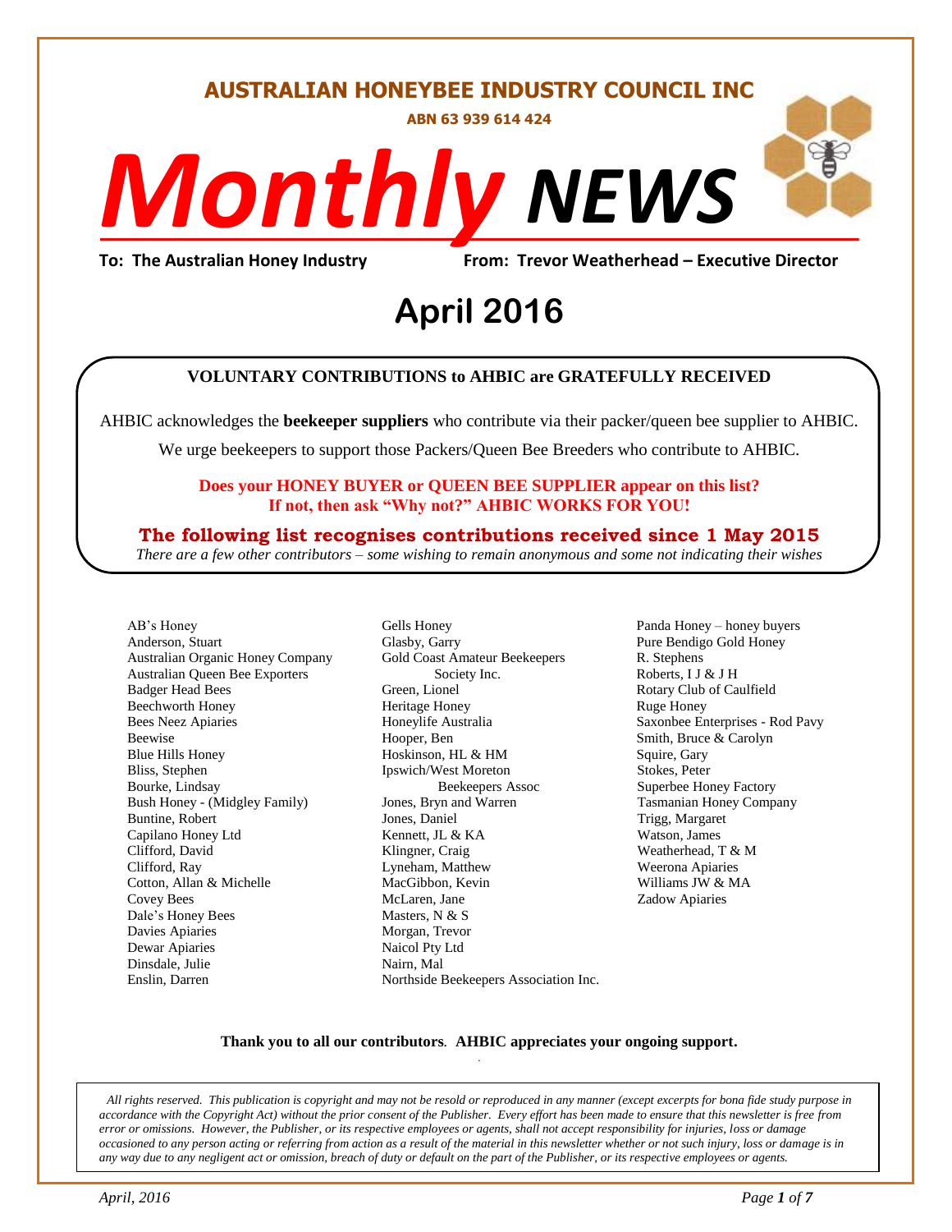# AUSTRALIAN HONEYBEE INDUSTRY COUNCIL INC

**ABN 63 939 614 424**

# *Monthly* NEWS

**To: The Australian Honey Industry** **From: Trevor Weatherhead – Executive Director**

# April 2016

**VOLUNTARY CONTRIBUTIONS to AHBIC are GRATEFULLY RECEIVED**

AHBIC acknowledges the **beekeeper suppliers** who contribute via their packer/queen bee supplier to AHBIC.

We urge beekeepers to support those Packers/Queen Bee Breeders who contribute to AHBIC.

**Does your HONEY BUYER or QUEEN BEE SUPPLIER appear on this list?**
**If not, then ask "Why not?" AHBIC WORKS FOR YOU!**

**The following list recognises contributions received since 1 May 2015**

*There are a few other contributors – some wishing to remain anonymous and some not indicating their wishes*

AB's Honey
Anderson, Stuart
Australian Organic Honey Company
Australian Queen Bee Exporters
Badger Head Bees
Beechworth Honey
Bees Neez Apiaries
Beewise
Blue Hills Honey
Bliss, Stephen
Bourke, Lindsay
Bush Honey - (Midgley Family)
Buntine, Robert
Capilano Honey Ltd
Clifford, David
Clifford, Ray
Cotton, Allan & Michelle
Covey Bees
Dale's Honey Bees
Davies Apiaries
Dewar Apiaries
Dinsdale, Julie
Enslin, Darren
Gells Honey
Glasby, Garry
Gold Coast Amateur Beekeepers Society Inc.
Green, Lionel
Heritage Honey
Honeylife Australia
Hooper, Ben
Hoskinson, HL & HM
Ipswich/West Moreton Beekeepers Assoc
Jones, Bryn and Warren
Jones, Daniel
Kennett, JL & KA
Klingner, Craig
Lyneham, Matthew
MacGibbon, Kevin
McLaren, Jane
Masters, N & S
Morgan, Trevor
Naicol Pty Ltd
Nairn, Mal
Northside Beekeepers Association Inc.
Panda Honey – honey buyers
Pure Bendigo Gold Honey
R. Stephens
Roberts, I J & J H
Rotary Club of Caulfield
Ruge Honey
Saxonbee Enterprises - Rod Pavy
Smith, Bruce & Carolyn
Squire, Gary
Stokes, Peter
Superbee Honey Factory
Tasmanian Honey Company
Trigg, Margaret
Watson, James
Weatherhead, T & M
Weerona Apiaries
Williams JW & MA
Zadow Apiaries

**Thank you to all our contributors**. **AHBIC appreciates your ongoing support.**

*All rights reserved. This publication is copyright and may not be resold or reproduced in any manner (except excerpts for bona fide study purpose in accordance with the Copyright Act) without the prior consent of the Publisher. Every effort has been made to ensure that this newsletter is free from error or omissions. However, the Publisher, or its respective employees or agents, shall not accept responsibility for injuries, loss or damage occasioned to any person acting or referring from action as a result of the material in this newsletter whether or not such injury, loss or damage is in any way due to any negligent act or omission, breach of duty or default on the part of the Publisher, or its respective employees or agents.*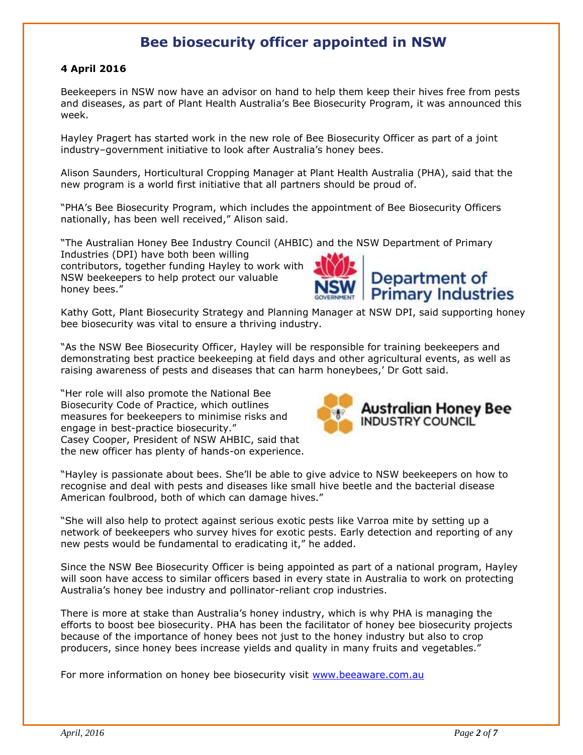# Bee biosecurity officer appointed in NSW

**4 April 2016**

Beekeepers in NSW now have an advisor on hand to help them keep their hives free from pests and diseases, as part of Plant Health Australia's Bee Biosecurity Program, it was announced this week.

Hayley Pragert has started work in the new role of Bee Biosecurity Officer as part of a joint industry–government initiative to look after Australia's honey bees.

Alison Saunders, Horticultural Cropping Manager at Plant Health Australia (PHA), said that the new program is a world first initiative that all partners should be proud of.

"PHA's Bee Biosecurity Program, which includes the appointment of Bee Biosecurity Officers nationally, has been well received," Alison said.

"The Australian Honey Bee Industry Council (AHBIC) and the NSW Department of Primary Industries (DPI) have both been willing contributors, together funding Hayley to work with NSW beekeepers to help protect our valuable honey bees."

Kathy Gott, Plant Biosecurity Strategy and Planning Manager at NSW DPI, said supporting honey bee biosecurity was vital to ensure a thriving industry.

"As the NSW Bee Biosecurity Officer, Hayley will be responsible for training beekeepers and demonstrating best practice beekeeping at field days and other agricultural events, as well as raising awareness of pests and diseases that can harm honeybees,' Dr Gott said.

"Her role will also promote the National Bee Biosecurity Code of Practice, which outlines measures for beekeepers to minimise risks and engage in best-practice biosecurity."
Casey Cooper, President of NSW AHBIC, said that the new officer has plenty of hands-on experience.

"Hayley is passionate about bees. She'll be able to give advice to NSW beekeepers on how to recognise and deal with pests and diseases like small hive beetle and the bacterial disease American foulbrood, both of which can damage hives."

"She will also help to protect against serious exotic pests like Varroa mite by setting up a network of beekeepers who survey hives for exotic pests. Early detection and reporting of any new pests would be fundamental to eradicating it," he added.

Since the NSW Bee Biosecurity Officer is being appointed as part of a national program, Hayley will soon have access to similar officers based in every state in Australia to work on protecting Australia's honey bee industry and pollinator-reliant crop industries.

There is more at stake than Australia's honey industry, which is why PHA is managing the efforts to boost bee biosecurity. PHA has been the facilitator of honey bee biosecurity projects because of the importance of honey bees not just to the honey industry but also to crop producers, since honey bees increase yields and quality in many fruits and vegetables."

For more information on honey bee biosecurity visit [www.beeaware.com.au](www.beeaware.com.au)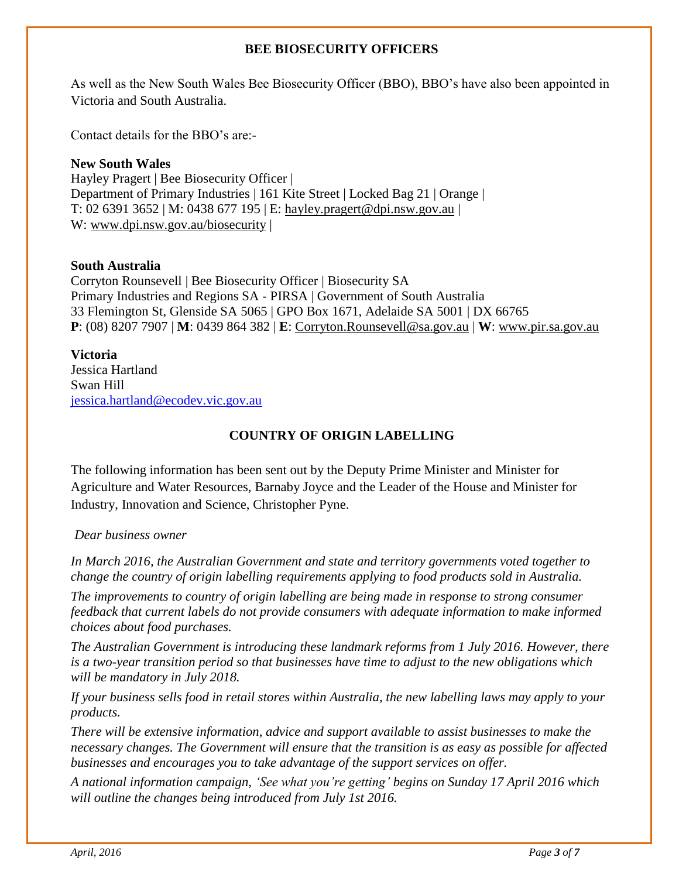## BEE BIOSECURITY OFFICERS

As well as the New South Wales Bee Biosecurity Officer (BBO), BBO's have also been appointed in Victoria and South Australia.

Contact details for the BBO's are:-

**New South Wales**
Hayley Pragert | Bee Biosecurity Officer |
Department of Primary Industries | 161 Kite Street | Locked Bag 21 | Orange |
T: 02 6391 3652 | M: 0438 677 195 | E: hayley.pragert@dpi.nsw.gov.au |
W: www.dpi.nsw.gov.au/biosecurity |

**South Australia**
Corryton Rounsevell | Bee Biosecurity Officer | Biosecurity SA
Primary Industries and Regions SA - PIRSA | Government of South Australia
33 Flemington St, Glenside SA 5065 | GPO Box 1671, Adelaide SA 5001 | DX 66765
**P**: (08) 8207 7907 | **M**: 0439 864 382 | **E**: Corryton.Rounsevell@sa.gov.au | **W**: www.pir.sa.gov.au

**Victoria**
Jessica Hartland
Swan Hill
jessica.hartland@ecodev.vic.gov.au

## COUNTRY OF ORIGIN LABELLING

The following information has been sent out by the Deputy Prime Minister and Minister for Agriculture and Water Resources, Barnaby Joyce and the Leader of the House and Minister for Industry, Innovation and Science, Christopher Pyne.

*Dear business owner*

*In March 2016, the Australian Government and state and territory governments voted together to change the country of origin labelling requirements applying to food products sold in Australia.*

*The improvements to country of origin labelling are being made in response to strong consumer feedback that current labels do not provide consumers with adequate information to make informed choices about food purchases.*

*The Australian Government is introducing these landmark reforms from 1 July 2016. However, there is a two-year transition period so that businesses have time to adjust to the new obligations which will be mandatory in July 2018.*

*If your business sells food in retail stores within Australia, the new labelling laws may apply to your products.*

*There will be extensive information, advice and support available to assist businesses to make the necessary changes. The Government will ensure that the transition is as easy as possible for affected businesses and encourages you to take advantage of the support services on offer.*

*A national information campaign, 'See what you're getting' begins on Sunday 17 April 2016 which will outline the changes being introduced from July 1st 2016.*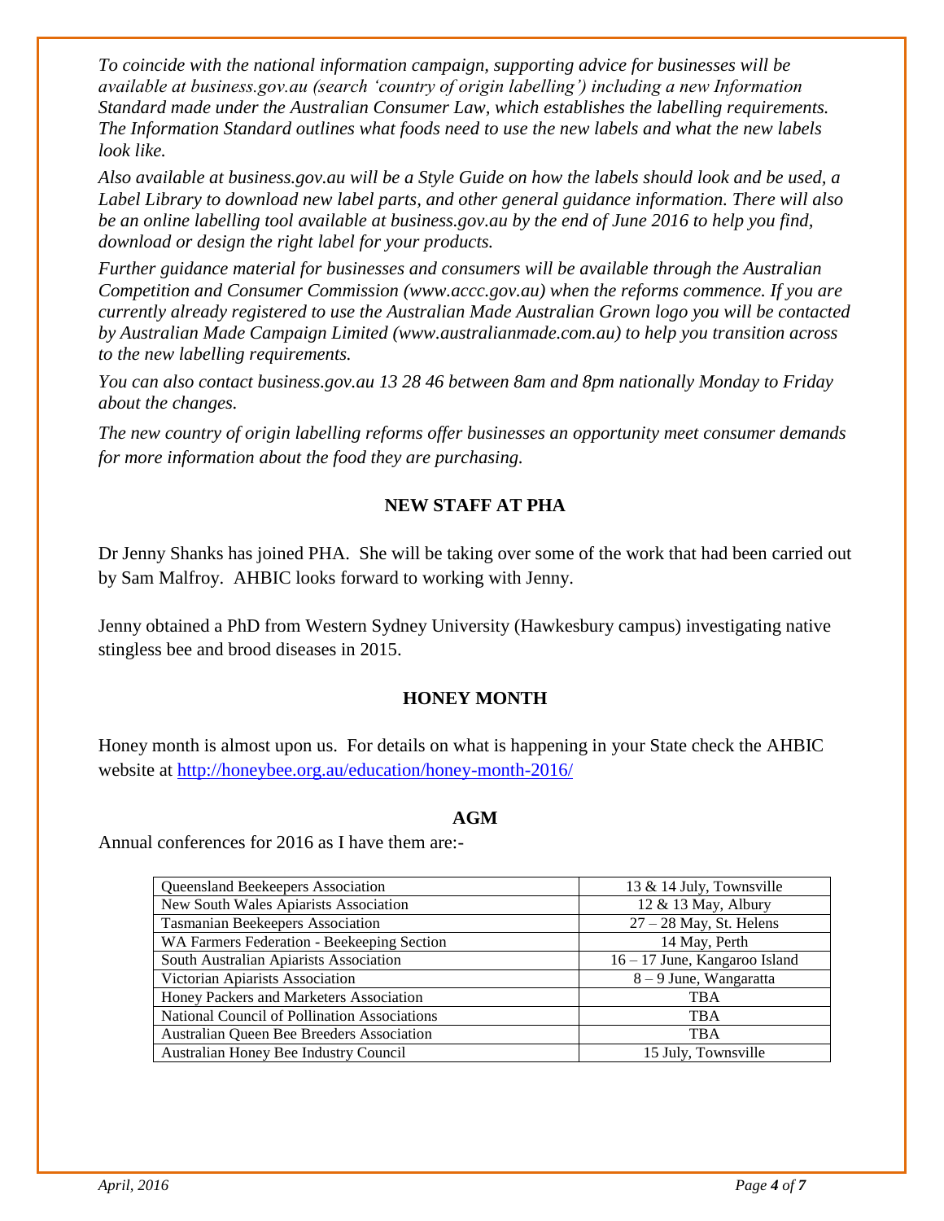*To coincide with the national information campaign, supporting advice for businesses will be available at business.gov.au (search 'country of origin labelling') including a new Information Standard made under the Australian Consumer Law, which establishes the labelling requirements. The Information Standard outlines what foods need to use the new labels and what the new labels look like.*

*Also available at business.gov.au will be a Style Guide on how the labels should look and be used, a Label Library to download new label parts, and other general guidance information. There will also be an online labelling tool available at business.gov.au by the end of June 2016 to help you find, download or design the right label for your products.*

*Further guidance material for businesses and consumers will be available through the Australian Competition and Consumer Commission (www.accc.gov.au) when the reforms commence. If you are currently already registered to use the Australian Made Australian Grown logo you will be contacted by Australian Made Campaign Limited (www.australianmade.com.au) to help you transition across to the new labelling requirements.*

*You can also contact business.gov.au 13 28 46 between 8am and 8pm nationally Monday to Friday about the changes.*

*The new country of origin labelling reforms offer businesses an opportunity meet consumer demands for more information about the food they are purchasing.*

## NEW STAFF AT PHA

Dr Jenny Shanks has joined PHA. She will be taking over some of the work that had been carried out by Sam Malfroy. AHBIC looks forward to working with Jenny.

Jenny obtained a PhD from Western Sydney University (Hawkesbury campus) investigating native stingless bee and brood diseases in 2015.

## HONEY MONTH

Honey month is almost upon us. For details on what is happening in your State check the AHBIC website at http://honeybee.org.au/education/honey-month-2016/

## AGM

Annual conferences for 2016 as I have them are:-

| | |
|---|---|
| Queensland Beekeepers Association | 13 & 14 July, Townsville |
| New South Wales Apiarists Association | 12 & 13 May, Albury |
| Tasmanian Beekeepers Association | 27 – 28 May, St. Helens |
| WA Farmers Federation - Beekeeping Section | 14 May, Perth |
| South Australian Apiarists Association | 16 – 17 June, Kangaroo Island |
| Victorian Apiarists Association | 8 – 9 June, Wangaratta |
| Honey Packers and Marketers Association | TBA |
| National Council of Pollination Associations | TBA |
| Australian Queen Bee Breeders Association | TBA |
| Australian Honey Bee Industry Council | 15 July, Townsville |

*April, 2016*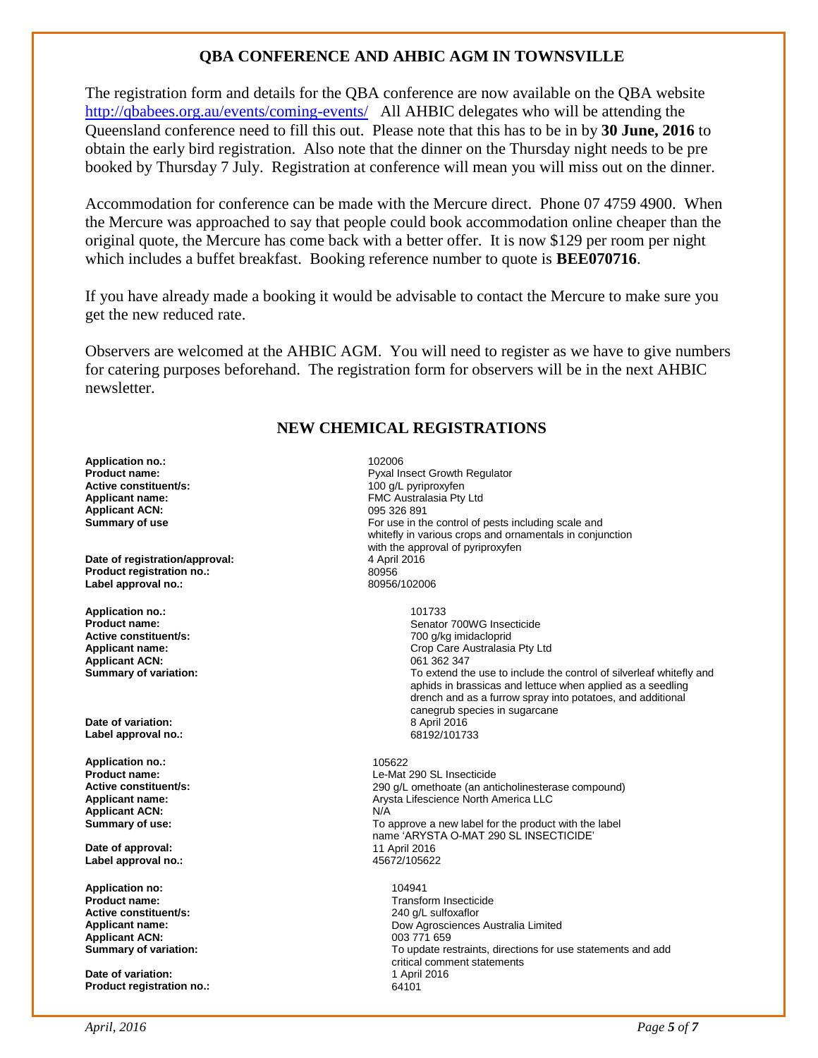## QBA CONFERENCE AND AHBIC AGM IN TOWNSVILLE

The registration form and details for the QBA conference are now available on the QBA website http://qbabees.org.au/events/coming-events/ All AHBIC delegates who will be attending the Queensland conference need to fill this out. Please note that this has to be in by **30 June, 2016** to obtain the early bird registration. Also note that the dinner on the Thursday night needs to be pre booked by Thursday 7 July. Registration at conference will mean you will miss out on the dinner.

Accommodation for conference can be made with the Mercure direct. Phone 07 4759 4900. When the Mercure was approached to say that people could book accommodation online cheaper than the original quote, the Mercure has come back with a better offer. It is now $129 per room per night which includes a buffet breakfast. Booking reference number to quote is **BEE070716**.

If you have already made a booking it would be advisable to contact the Mercure to make sure you get the new reduced rate.

Observers are welcomed at the AHBIC AGM. You will need to register as we have to give numbers for catering purposes beforehand. The registration form for observers will be in the next AHBIC newsletter.

## NEW CHEMICAL REGISTRATIONS

**Application no.:** 102006
**Product name:** Pyxal Insect Growth Regulator
**Active constituent/s:** 100 g/L pyriproxyfen
**Applicant name:** FMC Australasia Pty Ltd
**Applicant ACN:** 095 326 891
**Summary of use** For use in the control of pests including scale and whitefly in various crops and ornamentals in conjunction with the approval of pyriproxyfen
**Date of registration/approval:** 4 April 2016
**Product registration no.:** 80956
**Label approval no.:** 80956/102006

**Application no.:** 101733
**Product name:** Senator 700WG Insecticide
**Active constituent/s:** 700 g/kg imidacloprid
**Applicant name:** Crop Care Australasia Pty Ltd
**Applicant ACN:** 061 362 347
**Summary of variation:** To extend the use to include the control of silverleaf whitefly and aphids in brassicas and lettuce when applied as a seedling drench and as a furrow spray into potatoes, and additional canegrub species in sugarcane
**Date of variation:** 8 April 2016
**Label approval no.:** 68192/101733

**Application no.:** 105622
**Product name:** Le-Mat 290 SL Insecticide
**Active constituent/s:** 290 g/L omethoate (an anticholinesterase compound)
**Applicant name:** Arysta Lifescience North America LLC
**Applicant ACN:** N/A
**Summary of use:** To approve a new label for the product with the label name 'ARYSTA O-MAT 290 SL INSECTICIDE'
**Date of approval:** 11 April 2016
**Label approval no.:** 45672/105622

**Application no:** 104941
**Product name:** Transform Insecticide
**Active constituent/s:** 240 g/L sulfoxaflor
**Applicant name:** Dow Agrosciences Australia Limited
**Applicant ACN:** 003 771 659
**Summary of variation:** To update restraints, directions for use statements and add critical comment statements
**Date of variation:** 1 April 2016
**Product registration no.:** 64101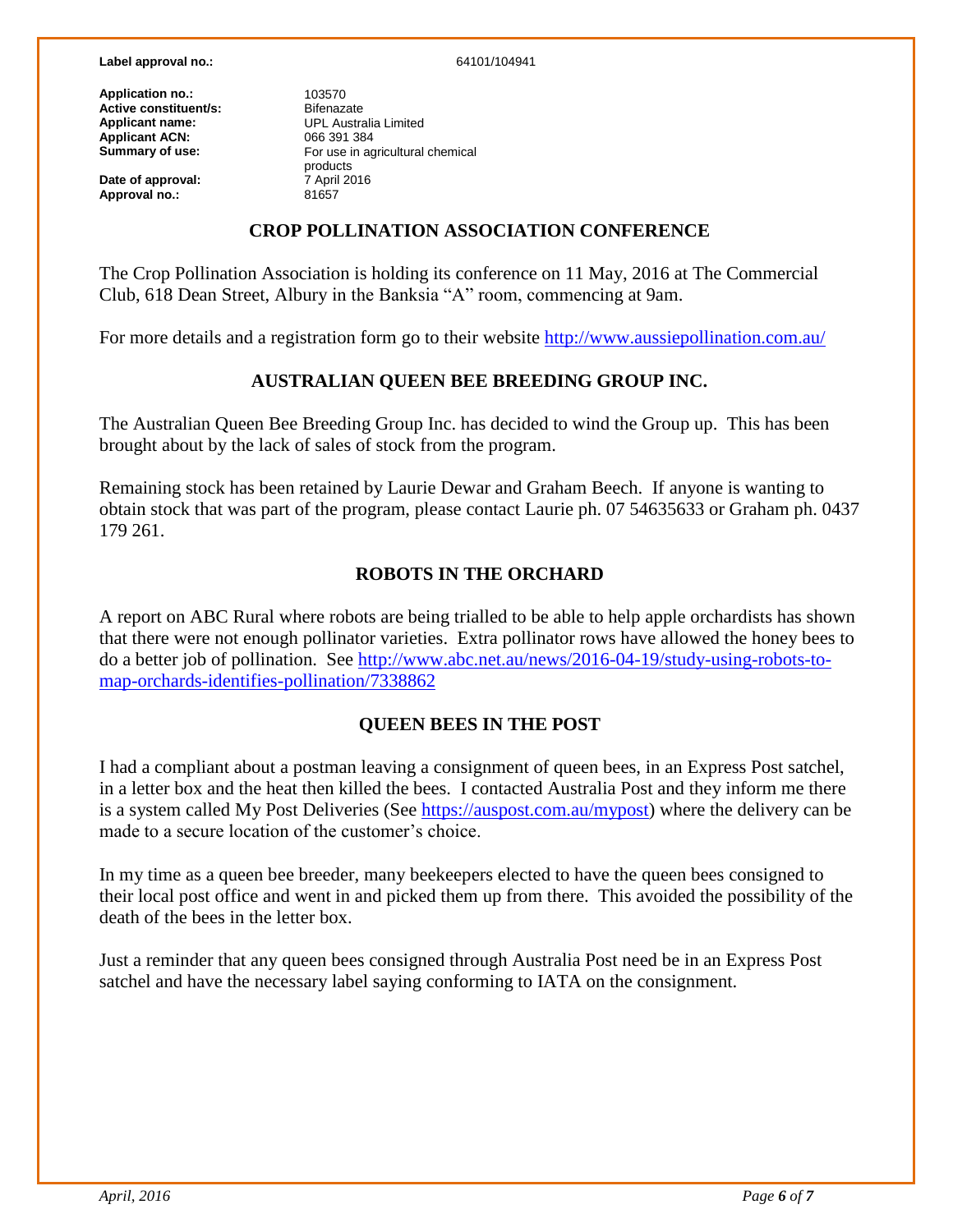**Label approval no.:** 64101/104941

| | |
|---|---|
| **Application no.:** | 103570 |
| **Active constituent/s:** | Bifenazate |
| **Applicant name:** | UPL Australia Limited |
| **Applicant ACN:** | 066 391 384 |
| **Summary of use:** | For use in agricultural chemical products |
| **Date of approval:** | 7 April 2016 |
| **Approval no.:** | 81657 |

## CROP POLLINATION ASSOCIATION CONFERENCE

The Crop Pollination Association is holding its conference on 11 May, 2016 at The Commercial Club, 618 Dean Street, Albury in the Banksia "A" room, commencing at 9am.

For more details and a registration form go to their website http://www.aussiepollination.com.au/

## AUSTRALIAN QUEEN BEE BREEDING GROUP INC.

The Australian Queen Bee Breeding Group Inc. has decided to wind the Group up. This has been brought about by the lack of sales of stock from the program.

Remaining stock has been retained by Laurie Dewar and Graham Beech. If anyone is wanting to obtain stock that was part of the program, please contact Laurie ph. 07 54635633 or Graham ph. 0437 179 261.

## ROBOTS IN THE ORCHARD

A report on ABC Rural where robots are being trialled to be able to help apple orchardists has shown that there were not enough pollinator varieties. Extra pollinator rows have allowed the honey bees to do a better job of pollination. See http://www.abc.net.au/news/2016-04-19/study-using-robots-to-map-orchards-identifies-pollination/7338862

## QUEEN BEES IN THE POST

I had a compliant about a postman leaving a consignment of queen bees, in an Express Post satchel, in a letter box and the heat then killed the bees. I contacted Australia Post and they inform me there is a system called My Post Deliveries (See https://auspost.com.au/mypost) where the delivery can be made to a secure location of the customer's choice.

In my time as a queen bee breeder, many beekeepers elected to have the queen bees consigned to their local post office and went in and picked them up from there. This avoided the possibility of the death of the bees in the letter box.

Just a reminder that any queen bees consigned through Australia Post need be in an Express Post satchel and have the necessary label saying conforming to IATA on the consignment.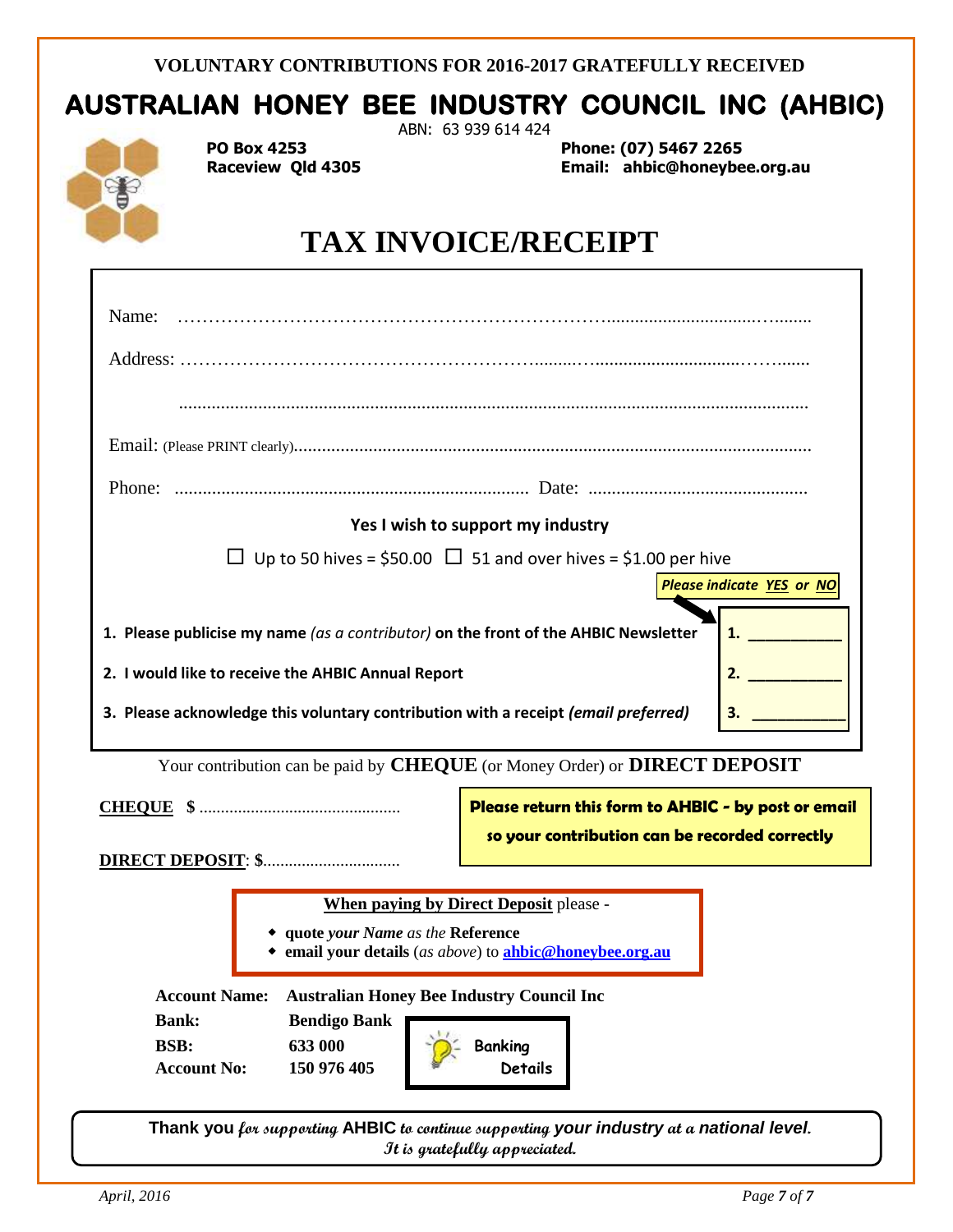**VOLUNTARY CONTRIBUTIONS FOR 2016-2017 GRATEFULLY RECEIVED**

# AUSTRALIAN HONEY BEE INDUSTRY COUNCIL INC (AHBIC)

ABN: 63 939 614 424

**PO Box 4253**
**Raceview Qld 4305**

**Phone: (07) 5467 2265**
**Email: ahbic@honeybee.org.au**

# TAX INVOICE/RECEIPT

Name: ……………………………………………………………………………………

Address: ……………………………………………………………………………………

……………………………………………………………………………………

Email: (Please PRINT clearly)……………………………………………………………

Phone: …………………………………………… Date: ………………………………

**Yes I wish to support my industry**

☐ Up to 50 hives = $50.00 ☐ 51 and over hives = $1.00 per hive

***Please indicate YES or NO***

1. **Please publicise my name** *(as a contributor)* **on the front of the AHBIC Newsletter** — **1.** ________
2. **I would like to receive the AHBIC Annual Report** — **2.** ________
3. **Please acknowledge this voluntary contribution with a receipt** ***(email preferred)*** — **3.** ________

Your contribution can be paid by **CHEQUE** (or Money Order) or **DIRECT DEPOSIT**

**CHEQUE $** ……………………………

**DIRECT DEPOSIT: $**……………………………

**Please return this form to AHBIC - by post or email so your contribution can be recorded correctly**

**When paying by Direct Deposit** please -

- **quote** ***your Name*** *as the* **Reference**
- **email your details** (*as above*) to **ahbic@honeybee.org.au**

**Banking Details**

| | |
|---|---|
| **Account Name:** | **Australian Honey Bee Industry Council Inc** |
| **Bank:** | **Bendigo Bank** |
| **BSB:** | **633 000** |
| **Account No:** | **150 976 405** |

**Thank you** *for supporting* **AHBIC** *to continue supporting* ***your industry*** *at a* ***national level.*** *It is gratefully appreciated.*

*April, 2016*